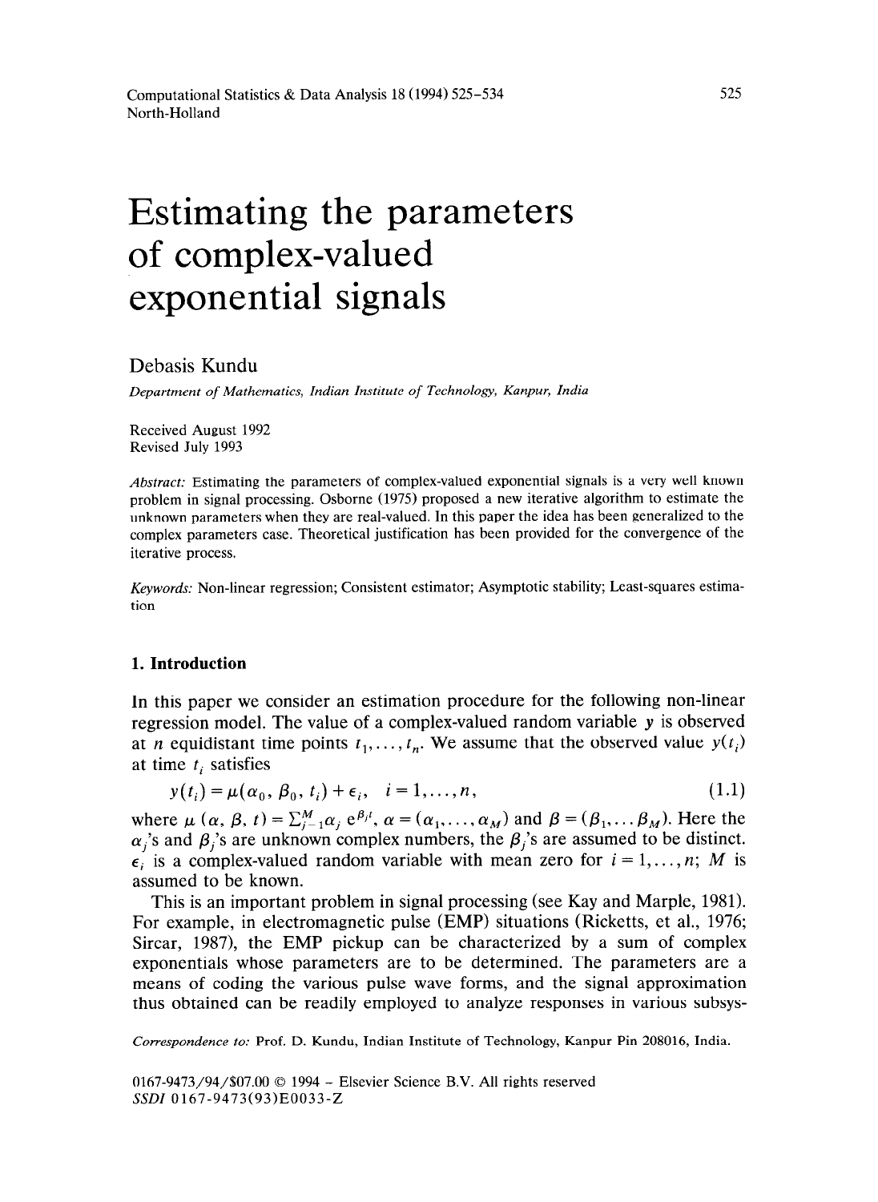# Estimating the parameters of complex-valued exponential signals

Debasis Kundu

*Department of Mathematics, Indian Institute of Technology, Kanpur, India*

Received August 1992
Revised July 1993

*Abstract:* Estimating the parameters of complex-valued exponential signals is a very well known problem in signal processing. Osborne (1975) proposed a new iterative algorithm to estimate the unknown parameters when they are real-valued. In this paper the idea has been generalized to the complex parameters case. Theoretical justification has been provided for the convergence of the iterative process.

*Keywords:* Non-linear regression; Consistent estimator; Asymptotic stability; Least-squares estimation

## 1. Introduction

In this paper we consider an estimation procedure for the following non-linear regression model. The value of a complex-valued random variable $y$ is observed at $n$ equidistant time points $t_1, \ldots, t_n$. We assume that the observed value $y(t_i)$ at time $t_i$ satisfies

$$y(t_i) = \mu(\alpha_0, \beta_0, t_i) + \epsilon_i, \quad i = 1, \ldots, n, \tag{1.1}$$

where $\mu(\alpha, \beta, t) = \sum_{j=1}^{M} \alpha_j e^{\beta_j t}$, $\alpha = (\alpha_1, \ldots, \alpha_M)$ and $\beta = (\beta_1, \ldots \beta_M)$. Here the $\alpha_j$'s and $\beta_j$'s are unknown complex numbers, the $\beta_j$'s are assumed to be distinct. $\epsilon_i$ is a complex-valued random variable with mean zero for $i = 1, \ldots, n$; $M$ is assumed to be known.

This is an important problem in signal processing (see Kay and Marple, 1981). For example, in electromagnetic pulse (EMP) situations (Ricketts, et al., 1976; Sircar, 1987), the EMP pickup can be characterized by a sum of complex exponentials whose parameters are to be determined. The parameters are a means of coding the various pulse wave forms, and the signal approximation thus obtained can be readily employed to analyze responses in various subsys-

*Correspondence to:* Prof. D. Kundu, Indian Institute of Technology, Kanpur Pin 208016, India.

0167-9473/94/\$07.00 © 1994 – Elsevier Science B.V. All rights reserved
*SSDI* 0167-9473(93)E0033-Z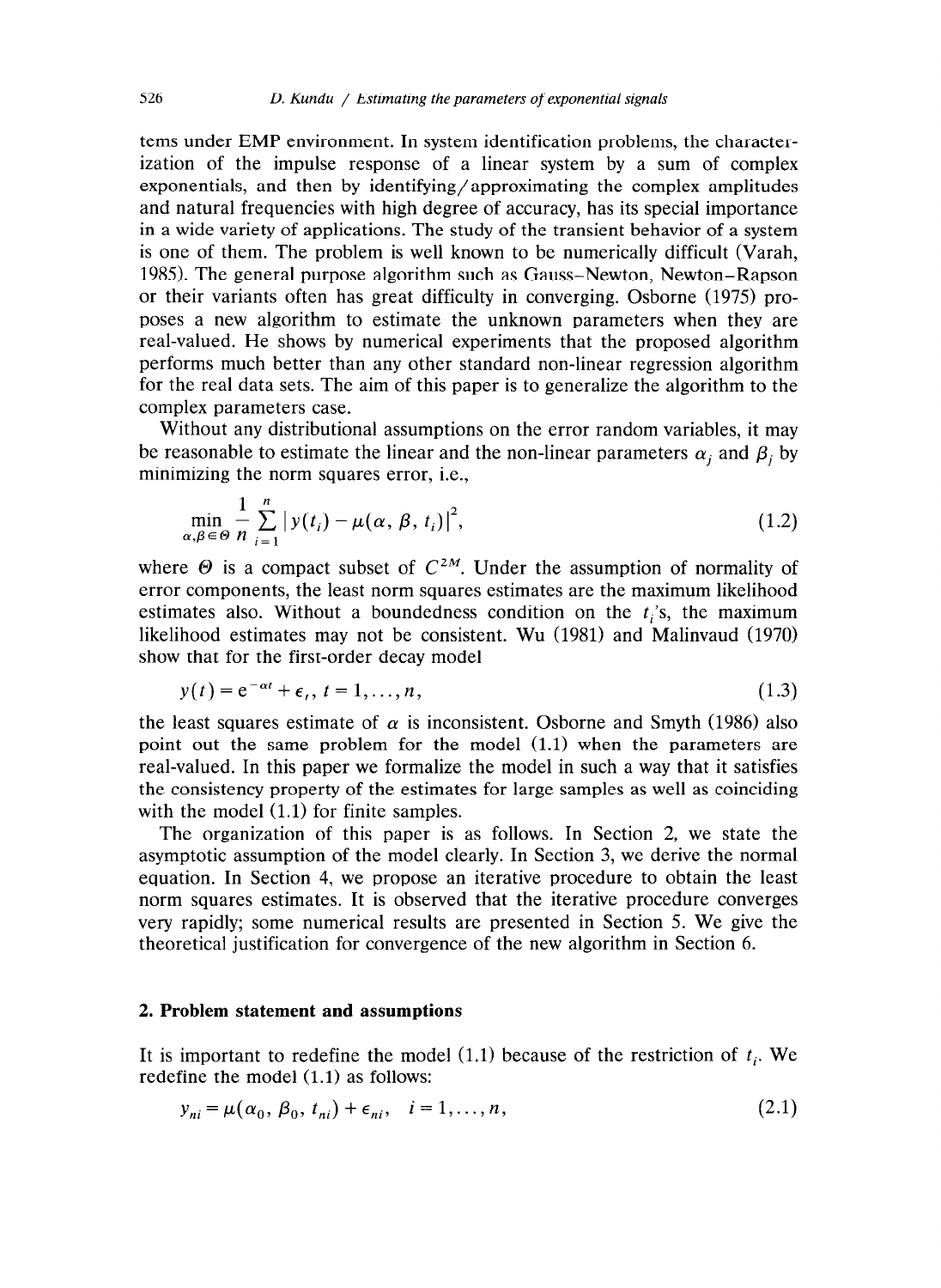tems under EMP environment. In system identification problems, the characterization of the impulse response of a linear system by a sum of complex exponentials, and then by identifying/approximating the complex amplitudes and natural frequencies with high degree of accuracy, has its special importance in a wide variety of applications. The study of the transient behavior of a system is one of them. The problem is well known to be numerically difficult (Varah, 1985). The general purpose algorithm such as Gauss–Newton, Newton–Rapson or their variants often has great difficulty in converging. Osborne (1975) proposes a new algorithm to estimate the unknown parameters when they are real-valued. He shows by numerical experiments that the proposed algorithm performs much better than any other standard non-linear regression algorithm for the real data sets. The aim of this paper is to generalize the algorithm to the complex parameters case.

Without any distributional assumptions on the error random variables, it may be reasonable to estimate the linear and the non-linear parameters $\alpha_j$ and $\beta_j$ by minimizing the norm squares error, i.e.,

$$\min_{\alpha, \beta \in \Theta} \frac{1}{n} \sum_{i=1}^{n} |y(t_i) - \mu(\alpha, \beta, t_i)|^2, \tag{1.2}$$

where $\Theta$ is a compact subset of $C^{2M}$. Under the assumption of normality of error components, the least norm squares estimates are the maximum likelihood estimates also. Without a boundedness condition on the $t_i$'s, the maximum likelihood estimates may not be consistent. Wu (1981) and Malinvaud (1970) show that for the first-order decay model

$$y(t) = e^{-\alpha t} + \epsilon_t, \; t = 1, \ldots, n, \tag{1.3}$$

the least squares estimate of $\alpha$ is inconsistent. Osborne and Smyth (1986) also point out the same problem for the model (1.1) when the parameters are real-valued. In this paper we formalize the model in such a way that it satisfies the consistency property of the estimates for large samples as well as coinciding with the model (1.1) for finite samples.

The organization of this paper is as follows. In Section 2, we state the asymptotic assumption of the model clearly. In Section 3, we derive the normal equation. In Section 4, we propose an iterative procedure to obtain the least norm squares estimates. It is observed that the iterative procedure converges very rapidly; some numerical results are presented in Section 5. We give the theoretical justification for convergence of the new algorithm in Section 6.

## 2. Problem statement and assumptions

It is important to redefine the model (1.1) because of the restriction of $t_i$. We redefine the model (1.1) as follows:

$$y_{ni} = \mu(\alpha_0, \beta_0, t_{ni}) + \epsilon_{ni}, \quad i = 1, \ldots, n, \tag{2.1}$$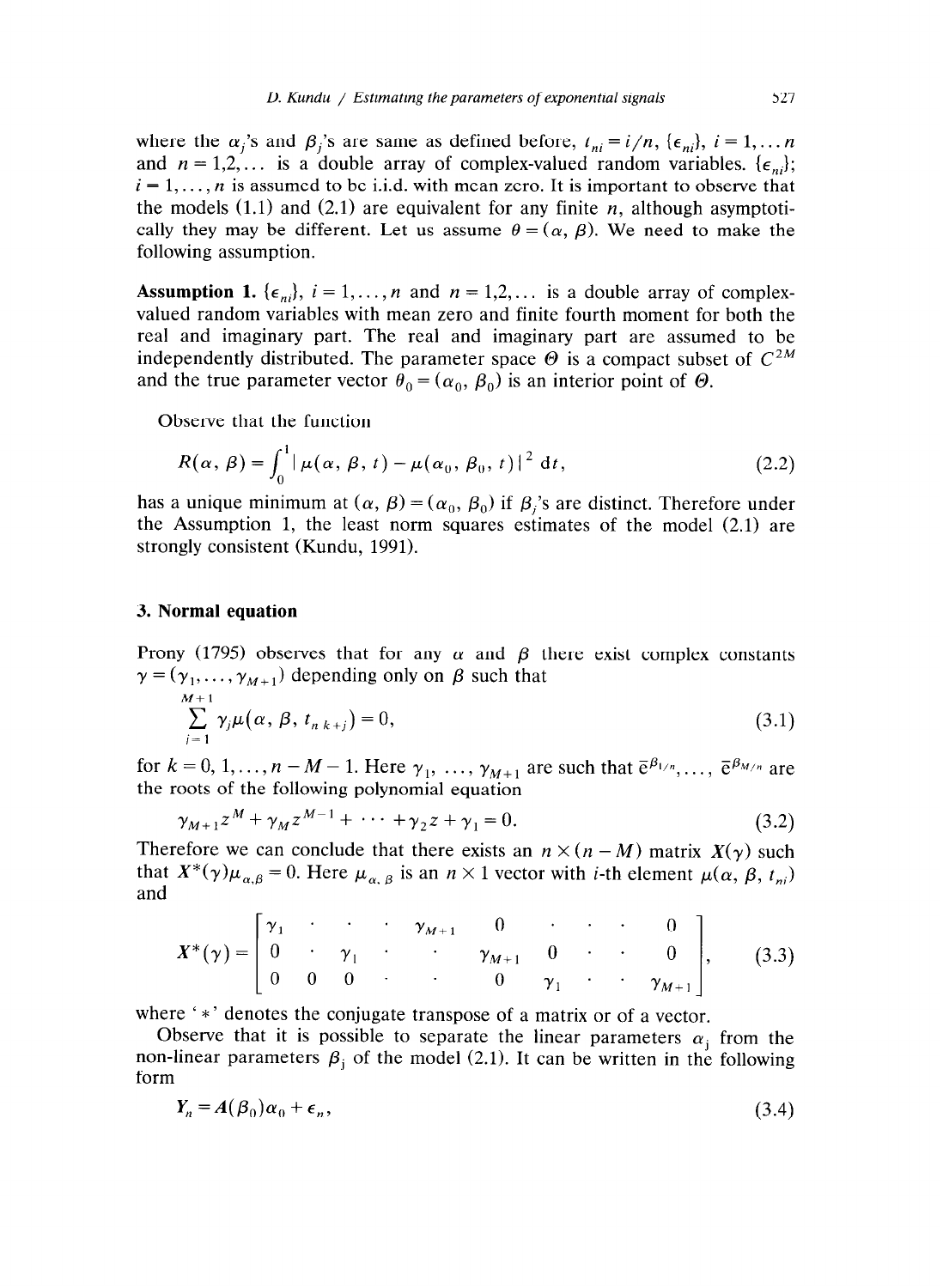where the $\alpha_j$'s and $\beta_j$'s are same as defined before, $t_{ni} = i/n$, $\{\epsilon_{ni}\}$, $i = 1, \ldots n$ and $n = 1,2,\ldots$ is a double array of complex-valued random variables. $\{\epsilon_{ni}\}$; $i = 1, \ldots, n$ is assumed to be i.i.d. with mean zero. It is important to observe that the models (1.1) and (2.1) are equivalent for any finite $n$, although asymptotically they may be different. Let us assume $\theta = (\alpha, \beta)$. We need to make the following assumption.

**Assumption 1.** $\{\epsilon_{ni}\}$, $i = 1, \ldots, n$ and $n = 1,2,\ldots$ is a double array of complex-valued random variables with mean zero and finite fourth moment for both the real and imaginary part. The real and imaginary part are assumed to be independently distributed. The parameter space $\Theta$ is a compact subset of $C^{2M}$ and the true parameter vector $\theta_0 = (\alpha_0, \beta_0)$ is an interior point of $\Theta$.

Observe that the function

$$R(\alpha, \beta) = \int_0^1 |\mu(\alpha, \beta, t) - \mu(\alpha_0, \beta_0, t)|^2 \, dt, \tag{2.2}$$

has a unique minimum at $(\alpha, \beta) = (\alpha_0, \beta_0)$ if $\beta_j$'s are distinct. Therefore under the Assumption 1, the least norm squares estimates of the model (2.1) are strongly consistent (Kundu, 1991).

## 3. Normal equation

Prony (1795) observes that for any $\alpha$ and $\beta$ there exist complex constants $\gamma = (\gamma_1, \ldots, \gamma_{M+1})$ depending only on $\beta$ such that

$$\sum_{j=1}^{M+1} \gamma_j \mu(\alpha, \beta, t_{n\,k+j}) = 0, \tag{3.1}$$

for $k = 0, 1, \ldots, n - M - 1$. Here $\gamma_1, \ldots, \gamma_{M+1}$ are such that $\bar{e}^{\beta_1/n}, \ldots, \bar{e}^{\beta_M/n}$ are the roots of the following polynomial equation

$$\gamma_{M+1} z^M + \gamma_M z^{M-1} + \cdots + \gamma_2 z + \gamma_1 = 0. \tag{3.2}$$

Therefore we can conclude that there exists an $n \times (n - M)$ matrix $X(\gamma)$ such that $X^*(\gamma)\mu_{\alpha,\beta} = 0$. Here $\mu_{\alpha,\beta}$ is an $n \times 1$ vector with $i$-th element $\mu(\alpha, \beta, t_{ni})$ and

$$X^*(\gamma) = \begin{bmatrix} \gamma_1 & \cdot & \cdot & \cdot & \gamma_{M+1} & 0 & \cdot & \cdot & \cdot & 0 \\ 0 & \cdot & \gamma_1 & \cdot & \cdot & \gamma_{M+1} & 0 & \cdot & \cdot & 0 \\ 0 & 0 & 0 & \cdot & \cdot & 0 & \gamma_1 & \cdot & \cdot & \gamma_{M+1} \end{bmatrix}, \tag{3.3}$$

where '$*$' denotes the conjugate transpose of a matrix or of a vector.

Observe that it is possible to separate the linear parameters $\alpha_j$ from the non-linear parameters $\beta_j$ of the model (2.1). It can be written in the following form

$$Y_n = A(\beta_0)\alpha_0 + \epsilon_n, \tag{3.4}$$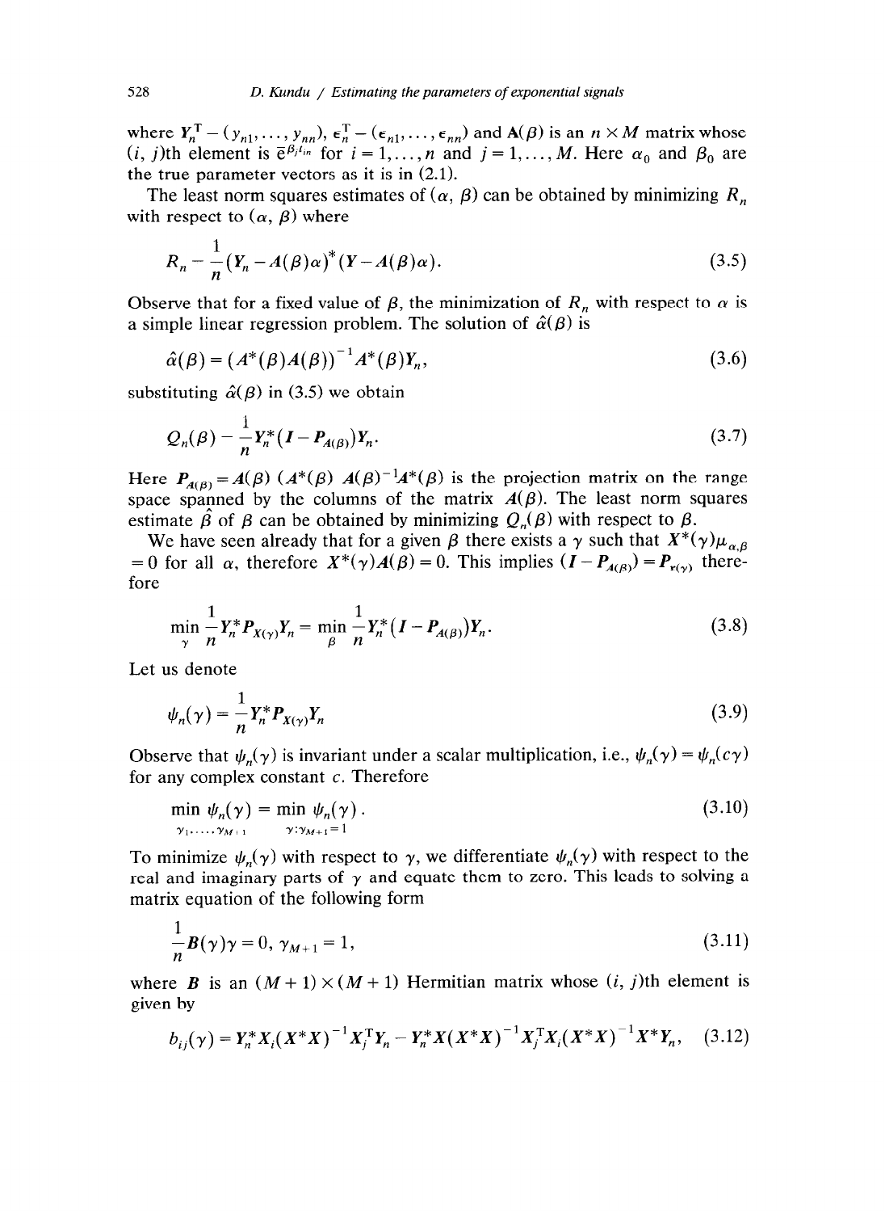where $Y_n^T = (y_{n1}, \ldots, y_{nn})$, $\epsilon_n^T = (\epsilon_{n1}, \ldots, \epsilon_{nn})$ and $A(\beta)$ is an $n \times M$ matrix whose $(i, j)$th element is $\bar{e}^{\beta_j t_{in}}$ for $i = 1, \ldots, n$ and $j = 1, \ldots, M$. Here $\alpha_0$ and $\beta_0$ are the true parameter vectors as it is in (2.1).

The least norm squares estimates of $(\alpha, \beta)$ can be obtained by minimizing $R_n$ with respect to $(\alpha, \beta)$ where

$$R_n = \frac{1}{n}(Y_n - A(\beta)\alpha)^*(Y - A(\beta)\alpha). \tag{3.5}$$

Observe that for a fixed value of $\beta$, the minimization of $R_n$ with respect to $\alpha$ is a simple linear regression problem. The solution of $\hat{\alpha}(\beta)$ is

$$\hat{\alpha}(\beta) = (A^*(\beta)A(\beta))^{-1}A^*(\beta)Y_n, \tag{3.6}$$

substituting $\hat{\alpha}(\beta)$ in (3.5) we obtain

$$Q_n(\beta) = \frac{1}{n}Y_n^*(I - P_{A(\beta)})Y_n. \tag{3.7}$$

Here $P_{A(\beta)} = A(\beta)\ (A^*(\beta)\ A(\beta)^{-1}A^*(\beta)$ is the projection matrix on the range space spanned by the columns of the matrix $A(\beta)$. The least norm squares estimate $\hat{\beta}$ of $\beta$ can be obtained by minimizing $Q_n(\beta)$ with respect to $\beta$.

We have seen already that for a given $\beta$ there exists a $\gamma$ such that $X^*(\gamma)\mu_{\alpha,\beta} = 0$ for all $\alpha$, therefore $X^*(\gamma)A(\beta) = 0$. This implies $(I - P_{A(\beta)}) = P_{x(\gamma)}$ therefore

$$\min_{\gamma} \frac{1}{n}Y_n^* P_{X(\gamma)} Y_n = \min_{\beta} \frac{1}{n}Y_n^*(I - P_{A(\beta)})Y_n. \tag{3.8}$$

Let us denote

$$\psi_n(\gamma) = \frac{1}{n}Y_n^* P_{X(\gamma)} Y_n \tag{3.9}$$

Observe that $\psi_n(\gamma)$ is invariant under a scalar multiplication, i.e., $\psi_n(\gamma) = \psi_n(c\gamma)$ for any complex constant $c$. Therefore

$$\min_{\gamma_1, \ldots, \gamma_{M+1}} \psi_n(\gamma) = \min_{\gamma : \gamma_{M+1} = 1} \psi_n(\gamma). \tag{3.10}$$

To minimize $\psi_n(\gamma)$ with respect to $\gamma$, we differentiate $\psi_n(\gamma)$ with respect to the real and imaginary parts of $\gamma$ and equate them to zero. This leads to solving a matrix equation of the following form

$$\frac{1}{n}B(\gamma)\gamma = 0, \ \gamma_{M+1} = 1, \tag{3.11}$$

where $B$ is an $(M+1) \times (M+1)$ Hermitian matrix whose $(i, j)$th element is given by

$$b_{ij}(\gamma) = Y_n^* X_i (X^*X)^{-1} X_j^T Y_n - Y_n^* X (X^*X)^{-1} X_j^T X_i (X^*X)^{-1} X^* Y_n, \tag{3.12}$$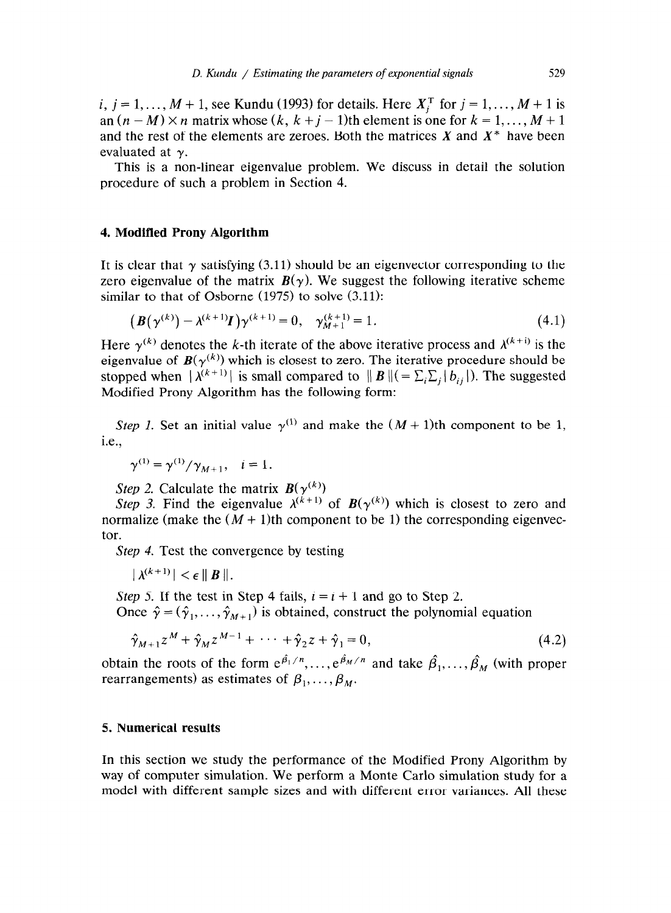$i, j = 1, \ldots, M+1$, see Kundu (1993) for details. Here $X_j^T$ for $j = 1, \ldots, M+1$ is an $(n-M) \times n$ matrix whose $(k, k+j-1)$th element is one for $k = 1, \ldots, M+1$ and the rest of the elements are zeroes. Both the matrices $X$ and $X^*$ have been evaluated at $\gamma$.

This is a non-linear eigenvalue problem. We discuss in detail the solution procedure of such a problem in Section 4.

## 4. Modified Prony Algorithm

It is clear that $\gamma$ satisfying (3.11) should be an eigenvector corresponding to the zero eigenvalue of the matrix $B(\gamma)$. We suggest the following iterative scheme similar to that of Osborne (1975) to solve (3.11):

$$(B(\gamma^{(k)}) - \lambda^{(k+1)} I)\gamma^{(k+1)} = 0, \quad \gamma_{M+1}^{(k+1)} = 1. \tag{4.1}$$

Here $\gamma^{(k)}$ denotes the $k$-th iterate of the above iterative process and $\lambda^{(k+i)}$ is the eigenvalue of $B(\gamma^{(k)})$ which is closest to zero. The iterative procedure should be stopped when $|\lambda^{(k+1)}|$ is small compared to $\| B \| (= \sum_i \sum_j |b_{ij}|)$. The suggested Modified Prony Algorithm has the following form:

*Step 1.* Set an initial value $\gamma^{(1)}$ and make the $(M+1)$th component to be 1, i.e.,

$$\gamma^{(1)} = \gamma^{(1)} / \gamma_{M+1}, \quad i = 1.$$

*Step 2.* Calculate the matrix $B(\gamma^{(k)})$

*Step 3.* Find the eigenvalue $\lambda^{(k+1)}$ of $B(\gamma^{(k)})$ which is closest to zero and normalize (make the $(M+1)$th component to be 1) the corresponding eigenvector.

*Step 4.* Test the convergence by testing

$$|\lambda^{(k+1)}| < \epsilon \| B \|.$$

*Step 5.* If the test in Step 4 fails, $i = i + 1$ and go to Step 2.

Once $\hat{\gamma} = (\hat{\gamma}_1, \ldots, \hat{\gamma}_{M+1})$ is obtained, construct the polynomial equation

$$\hat{\gamma}_{M+1} z^M + \hat{\gamma}_M z^{M-1} + \cdots + \hat{\gamma}_2 z + \hat{\gamma}_1 = 0, \tag{4.2}$$

obtain the roots of the form $e^{\hat{\beta}_1/n}, \ldots, e^{\hat{\beta}_M/n}$ and take $\hat{\beta}_1, \ldots, \hat{\beta}_M$ (with proper rearrangements) as estimates of $\beta_1, \ldots, \beta_M$.

## 5. Numerical results

In this section we study the performance of the Modified Prony Algorithm by way of computer simulation. We perform a Monte Carlo simulation study for a model with different sample sizes and with different error variances. All these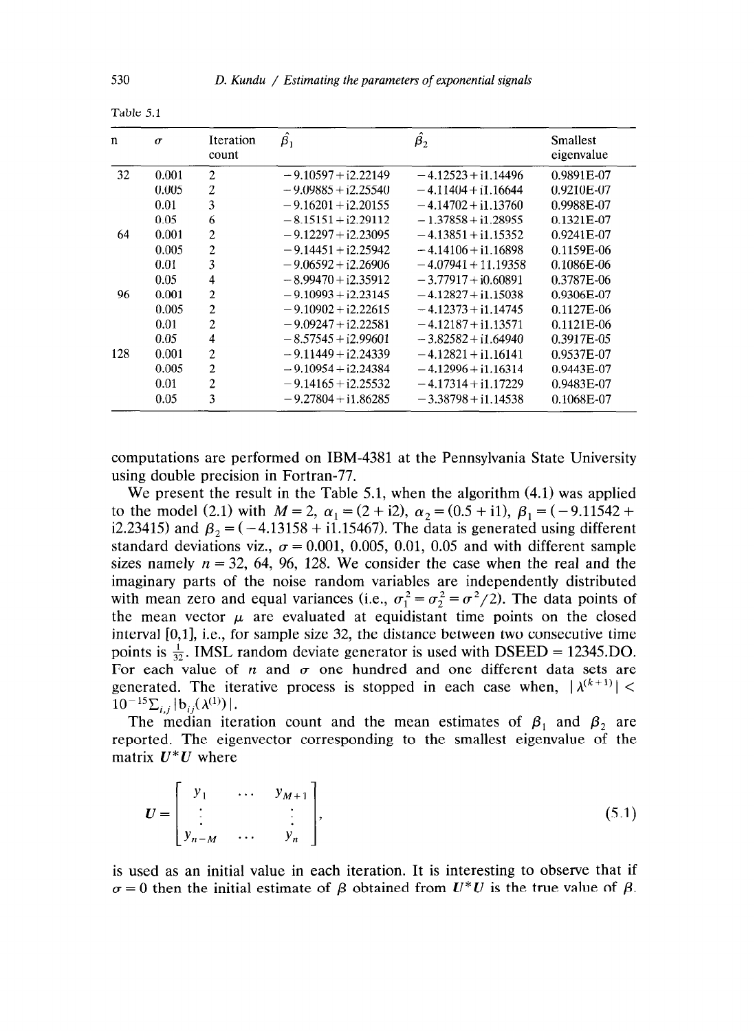Table 5.1

| n | $\sigma$ | Iteration count | $\hat{\beta}_1$ | $\hat{\beta}_2$ | Smallest eigenvalue |
|---|---|---|---|---|---|
| 32 | 0.001 | 2 | − 9.10597 + i2.22149 | − 4.12523 + i1.14496 | 0.9891E-07 |
| | 0.005 | 2 | − 9.09885 + i2.25540 | − 4.11404 + i1.16644 | 0.9210E-07 |
| | 0.01 | 3 | − 9.16201 + i2.20155 | − 4.14702 + i1.13760 | 0.9988E-07 |
| | 0.05 | 6 | − 8.15151 + i2.29112 | − 1.37858 + i1.28955 | 0.1321E-07 |
| 64 | 0.001 | 2 | − 9.12297 + i2.23095 | − 4.13851 + i1.15352 | 0.9241E-07 |
| | 0.005 | 2 | − 9.14451 + i2.25942 | − 4.14106 + i1.16898 | 0.1159E-06 |
| | 0.01 | 3 | − 9.06592 + i2.26906 | − 4.07941 + 11.19358 | 0.1086E-06 |
| | 0.05 | 4 | − 8.99470 + i2.35912 | − 3.77917 + i0.60891 | 0.3787E-06 |
| 96 | 0.001 | 2 | − 9.10993 + i2.23145 | − 4.12827 + i1.15038 | 0.9306E-07 |
| | 0.005 | 2 | − 9.10902 + i2.22615 | − 4.12373 + i1.14745 | 0.1127E-06 |
| | 0.01 | 2 | − 9.09247 + i2.22581 | − 4.12187 + i1.13571 | 0.1121E-06 |
| | 0.05 | 4 | − 8.57545 + i2.99601 | − 3.82582 + i1.64940 | 0.3917E-05 |
| 128 | 0.001 | 2 | − 9.11449 + i2.24339 | − 4.12821 + i1.16141 | 0.9537E-07 |
| | 0.005 | 2 | − 9.10954 + i2.24384 | − 4.12996 + i1.16314 | 0.9443E-07 |
| | 0.01 | 2 | − 9.14165 + i2.25532 | − 4.17314 + i1.17229 | 0.9483E-07 |
| | 0.05 | 3 | − 9.27804 + i1.86285 | − 3.38798 + i1.14538 | 0.1068E-07 |

computations are performed on IBM-4381 at the Pennsylvania State University using double precision in Fortran-77.

We present the result in the Table 5.1, when the algorithm (4.1) was applied to the model (2.1) with $M = 2$, $\alpha_1 = (2 + i2)$, $\alpha_2 = (0.5 + i1)$, $\beta_1 = (-9.11542 + i2.23415)$ and $\beta_2 = (-4.13158 + i1.15467)$. The data is generated using different standard deviations viz., $\sigma = 0.001$, 0.005, 0.01, 0.05 and with different sample sizes namely $n = 32$, 64, 96, 128. We consider the case when the real and the imaginary parts of the noise random variables are independently distributed with mean zero and equal variances (i.e., $\sigma_1^2 = \sigma_2^2 = \sigma^2/2$). The data points of the mean vector $\mu$ are evaluated at equidistant time points on the closed interval [0,1], i.e., for sample size 32, the distance between two consecutive time points is $\frac{1}{32}$. IMSL random deviate generator is used with DSEED = 12345.DO. For each value of $n$ and $\sigma$ one hundred and one different data sets are generated. The iterative process is stopped in each case when, $|\lambda^{(k+1)}| < 10^{-15}\Sigma_{i,j}|b_{ij}(\lambda^{(1)})|$.

The median iteration count and the mean estimates of $\beta_1$ and $\beta_2$ are reported. The eigenvector corresponding to the smallest eigenvalue of the matrix $U^*U$ where

$$U = \begin{bmatrix} y_1 & \cdots & y_{M+1} \\ \vdots & & \vdots \\ y_{n-M} & \cdots & y_n \end{bmatrix}, \tag{5.1}$$

is used as an initial value in each iteration. It is interesting to observe that if $\sigma = 0$ then the initial estimate of $\beta$ obtained from $U^*U$ is the true value of $\beta$.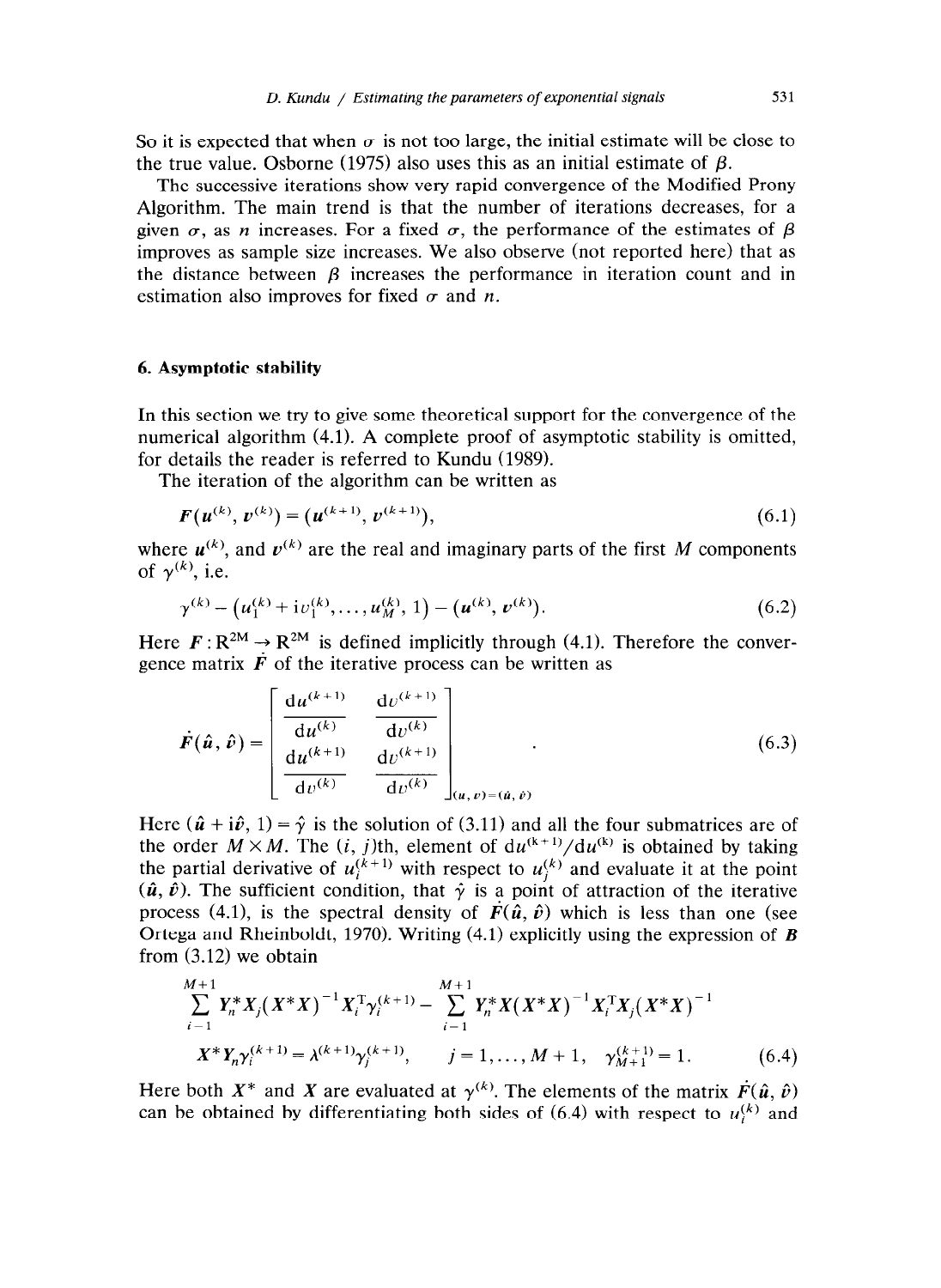So it is expected that when $\sigma$ is not too large, the initial estimate will be close to the true value. Osborne (1975) also uses this as an initial estimate of $\beta$.

The successive iterations show very rapid convergence of the Modified Prony Algorithm. The main trend is that the number of iterations decreases, for a given $\sigma$, as $n$ increases. For a fixed $\sigma$, the performance of the estimates of $\beta$ improves as sample size increases. We also observe (not reported here) that as the distance between $\beta$ increases the performance in iteration count and in estimation also improves for fixed $\sigma$ and $n$.

## 6. Asymptotic stability

In this section we try to give some theoretical support for the convergence of the numerical algorithm (4.1). A complete proof of asymptotic stability is omitted, for details the reader is referred to Kundu (1989).

The iteration of the algorithm can be written as

$$F(u^{(k)}, v^{(k)}) = (u^{(k+1)}, v^{(k+1)}), \tag{6.1}$$

where $u^{(k)}$, and $v^{(k)}$ are the real and imaginary parts of the first $M$ components of $\gamma^{(k)}$, i.e.

$$\gamma^{(k)} = (u_1^{(k)} + iv_1^{(k)}, \ldots, u_M^{(k)}, 1) = (u^{(k)}, v^{(k)}). \tag{6.2}$$

Here $F : \mathrm{R}^{2M} \to \mathrm{R}^{2M}$ is defined implicitly through (4.1). Therefore the convergence matrix $\dot{F}$ of the iterative process can be written as

$$\dot{F}(\hat{u}, \hat{v}) = \begin{bmatrix} \dfrac{\mathrm{d}u^{(k+1)}}{\mathrm{d}u^{(k)}} & \dfrac{\mathrm{d}v^{(k+1)}}{\mathrm{d}v^{(k)}} \\ \dfrac{\mathrm{d}u^{(k+1)}}{\mathrm{d}v^{(k)}} & \dfrac{\mathrm{d}v^{(k+1)}}{\mathrm{d}v^{(k)}} \end{bmatrix}_{(u,v)=(\hat{u},\hat{v})}. \tag{6.3}$$

Here $(\hat{u} + i\hat{v}, 1) = \hat{\gamma}$ is the solution of (3.11) and all the four submatrices are of the order $M \times M$. The $(i, j)$th, element of $\mathrm{d}u^{(k+1)}/\mathrm{d}u^{(k)}$ is obtained by taking the partial derivative of $u_i^{(k+1)}$ with respect to $u_j^{(k)}$ and evaluate it at the point $(\hat{u}, \hat{v})$. The sufficient condition, that $\hat{\gamma}$ is a point of attraction of the iterative process (4.1), is the spectral density of $\dot{F}(\hat{u}, \hat{v})$ which is less than one (see Ortega and Rheinboldt, 1970). Writing (4.1) explicitly using the expression of $B$ from (3.12) we obtain

$$\sum_{i=1}^{M+1} Y_n^* X_j (X^*X)^{-1} X_i^{\mathrm{T}} \gamma_i^{(k+1)} - \sum_{i=1}^{M+1} Y_n^* X (X^*X)^{-1} X_i^{\mathrm{T}} X_j (X^*X)^{-1}$$
$$X^* Y_n \gamma_i^{(k+1)} = \lambda^{(k+1)} \gamma_j^{(k+1)}, \qquad j = 1, \ldots, M+1, \quad \gamma_{M+1}^{(k+1)} = 1. \tag{6.4}$$

Here both $X^*$ and $X$ are evaluated at $\gamma^{(k)}$. The elements of the matrix $\dot{F}(\hat{u}, \hat{v})$ can be obtained by differentiating both sides of (6.4) with respect to $u_i^{(k)}$ and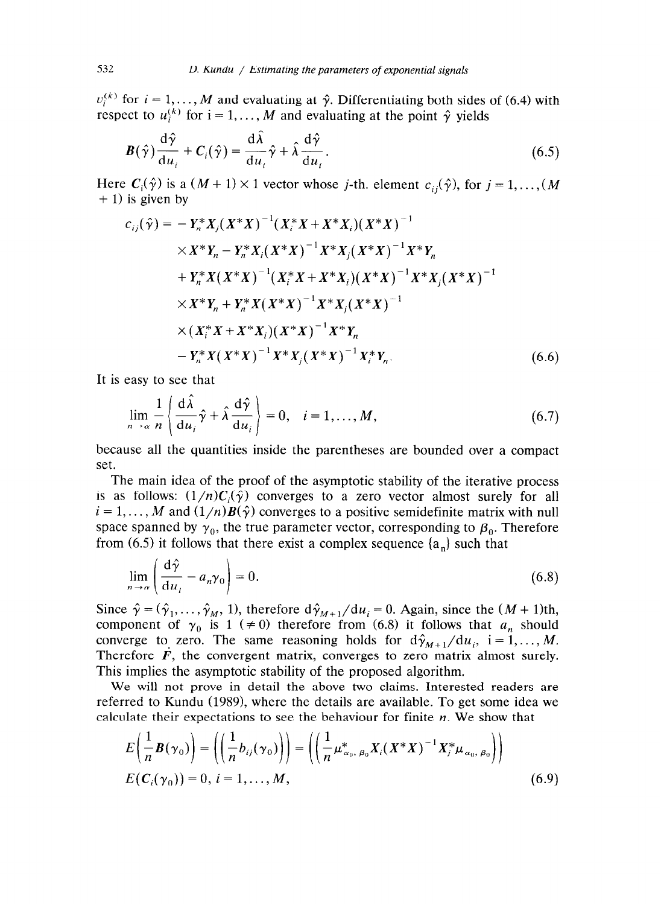$v_i^{(k)}$ for $i = 1, \ldots, M$ and evaluating at $\hat{\gamma}$. Differentiating both sides of (6.4) with respect to $u_i^{(k)}$ for i = 1,..., $M$ and evaluating at the point $\hat{\gamma}$ yields

$$B(\hat{\gamma})\frac{\mathrm{d}\hat{\gamma}}{\mathrm{d}u_i} + C_i(\hat{\gamma}) = \frac{\mathrm{d}\hat{\lambda}}{\mathrm{d}u_i}\hat{\gamma} + \hat{\lambda}\frac{\mathrm{d}\hat{\gamma}}{\mathrm{d}u_i}. \tag{6.5}$$

Here $C_i(\hat{\gamma})$ is a $(M+1) \times 1$ vector whose $j$-th. element $c_{ij}(\hat{\gamma})$, for $j = 1, \ldots, (M+1)$ is given by

$$\begin{aligned}
c_{ij}(\hat{\gamma}) = & - Y_n^* X_j (X^*X)^{-1}(X_i^*X + X^*X_i)(X^*X)^{-1} \\
& \times X^*Y_n - Y_n^*X_i(X^*X)^{-1}X^*X_j(X^*X)^{-1}X^*Y_n \\
& + Y_n^*X(X^*X)^{-1}(X_i^*X + X^*X_i)(X^*X)^{-1}X^*X_j(X^*X)^{-1} \\
& \times X^*Y_n + Y_n^*X(X^*X)^{-1}X^*X_j(X^*X)^{-1} \\
& \times (X_i^*X + X^*X_i)(X^*X)^{-1}X^*Y_n \\
& - Y_n^*X(X^*X)^{-1}X^*X_j(X^*X)^{-1}X_i^*Y_n.
\end{aligned} \tag{6.6}$$

It is easy to see that

$$\lim_{n \to \infty} \frac{1}{n}\left\{\frac{\mathrm{d}\hat{\lambda}}{\mathrm{d}u_i}\hat{\gamma} + \hat{\lambda}\frac{\mathrm{d}\hat{\gamma}}{\mathrm{d}u_i}\right\} = 0, \quad i = 1, \ldots, M, \tag{6.7}$$

because all the quantities inside the parentheses are bounded over a compact set.

The main idea of the proof of the asymptotic stability of the iterative process is as follows: $(1/n)C_i(\hat{\gamma})$ converges to a zero vector almost surely for all $i = 1, \ldots, M$ and $(1/n)B(\hat{\gamma})$ converges to a positive semidefinite matrix with null space spanned by $\gamma_0$, the true parameter vector, corresponding to $\beta_0$. Therefore from (6.5) it follows that there exist a complex sequence $\{a_n\}$ such that

$$\lim_{n \to \infty}\left(\frac{\mathrm{d}\hat{\gamma}}{\mathrm{d}u_i} - a_n\gamma_0\right) = 0. \tag{6.8}$$

Since $\hat{\gamma} = (\hat{\gamma}_1, \ldots, \hat{\gamma}_M, 1)$, therefore $\mathrm{d}\hat{\gamma}_{M+1}/\mathrm{d}u_i = 0$. Again, since the $(M+1)$th, component of $\gamma_0$ is 1 $(\neq 0)$ therefore from (6.8) it follows that $a_n$ should converge to zero. The same reasoning holds for $\mathrm{d}\dot{\hat{\gamma}}_{M+1}/\mathrm{d}u_i$, i = 1,..., $M$. Therefore $F$, the convergent matrix, converges to zero matrix almost surely. This implies the asymptotic stability of the proposed algorithm.

We will not prove in detail the above two claims. Interested readers are referred to Kundu (1989), where the details are available. To get some idea we calculate their expectations to see the behaviour for finite $n$. We show that

$$\begin{aligned}
& E\left(\frac{1}{n}B(\gamma_0)\right) = \left(\left(\frac{1}{n}b_{ij}(\gamma_0)\right)\right) = \left(\left(\frac{1}{n}\mu^*_{\alpha_0, \beta_0}X_i(X^*X)^{-1}X_j^*\mu_{\alpha_0, \beta_0}\right)\right) \\
& E(C_i(\gamma_0)) = 0, \; i = 1, \ldots, M,
\end{aligned} \tag{6.9}$$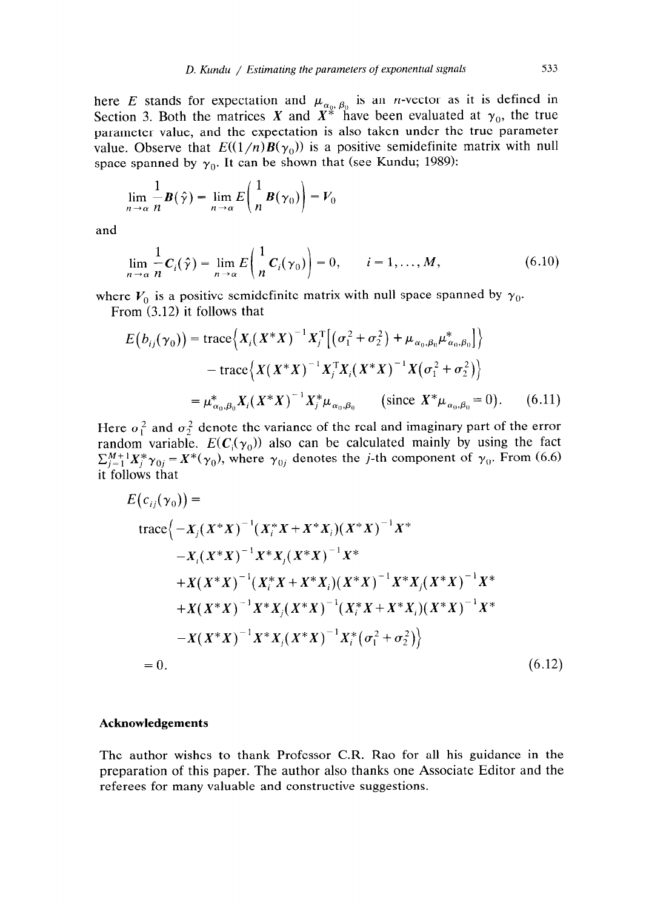here $E$ stands for expectation and $\mu_{\alpha_0, \beta_0}$ is an $n$-vector as it is defined in Section 3. Both the matrices $X$ and $X^*$ have been evaluated at $\gamma_0$, the true parameter value, and the expectation is also taken under the true parameter value. Observe that $E((1/n)B(\gamma_0))$ is a positive semidefinite matrix with null space spanned by $\gamma_0$. It can be shown that (see Kundu; 1989):

$$\lim_{n \to \alpha} \frac{1}{n} B(\hat{\gamma}) = \lim_{n \to \alpha} E\left( \frac{1}{n} B(\gamma_0) \right) = V_0$$

and

$$\lim_{n \to \alpha} \frac{1}{n} C_i(\hat{\gamma}) = \lim_{n \to \alpha} E\left( \frac{1}{n} C_i(\gamma_0) \right) = 0, \qquad i = 1, \ldots, M, \tag{6.10}$$

where $V_0$ is a positive semidefinite matrix with null space spanned by $\gamma_0$.

From (3.12) it follows that

$$\begin{aligned} E\big(b_{ij}(\gamma_0)\big) &= \operatorname{trace}\left\{ X_i (X^* X)^{-1} X_j^{\mathrm{T}} \left[ (\sigma_1^2 + \sigma_2^2) + \mu_{\alpha_0, \beta_0} \mu^*_{\alpha_0, \beta_0} \right] \right\} \\ &\quad - \operatorname{trace}\left\{ X (X^* X)^{-1} X_j^{\mathrm{T}} X_i (X^* X)^{-1} X (\sigma_1^2 + \sigma_2^2) \right\} \\ &= \mu^*_{\alpha_0, \beta_0} X_i (X^* X)^{-1} X_j^* \mu_{\alpha_0, \beta_0} \qquad (\text{since } X^* \mu_{\alpha_0, \beta_0} = 0). \end{aligned} \tag{6.11}$$

Here $\sigma_1^2$ and $\sigma_2^2$ denote the variance of the real and imaginary part of the error random variable. $E(C_i(\gamma_0))$ also can be calculated mainly by using the fact $\sum_{j=1}^{M+1} X_j^* \gamma_{0j} = X^*(\gamma_0)$, where $\gamma_{0j}$ denotes the $j$-th component of $\gamma_0$. From (6.6) it follows that

$$\begin{aligned} E\big(c_{ij}(\gamma_0)\big) &= \\ &\operatorname{trace}\Big\{ -X_j (X^* X)^{-1} (X_i^* X + X^* X_i)(X^* X)^{-1} X^* \\ &\quad - X_i (X^* X)^{-1} X^* X_j (X^* X)^{-1} X^* \\ &\quad + X (X^* X)^{-1} (X_i^* X + X^* X_i)(X^* X)^{-1} X^* X_j (X^* X)^{-1} X^* \\ &\quad + X (X^* X)^{-1} X^* X_j (X^* X)^{-1} (X_i^* X + X^* X_i)(X^* X)^{-1} X^* \\ &\quad - X (X^* X)^{-1} X^* X_j (X^* X)^{-1} X_i^* (\sigma_1^2 + \sigma_2^2) \Big\} \\ &= 0. \end{aligned} \tag{6.12}$$

### Acknowledgements

The author wishes to thank Professor C.R. Rao for all his guidance in the preparation of this paper. The author also thanks one Associate Editor and the referees for many valuable and constructive suggestions.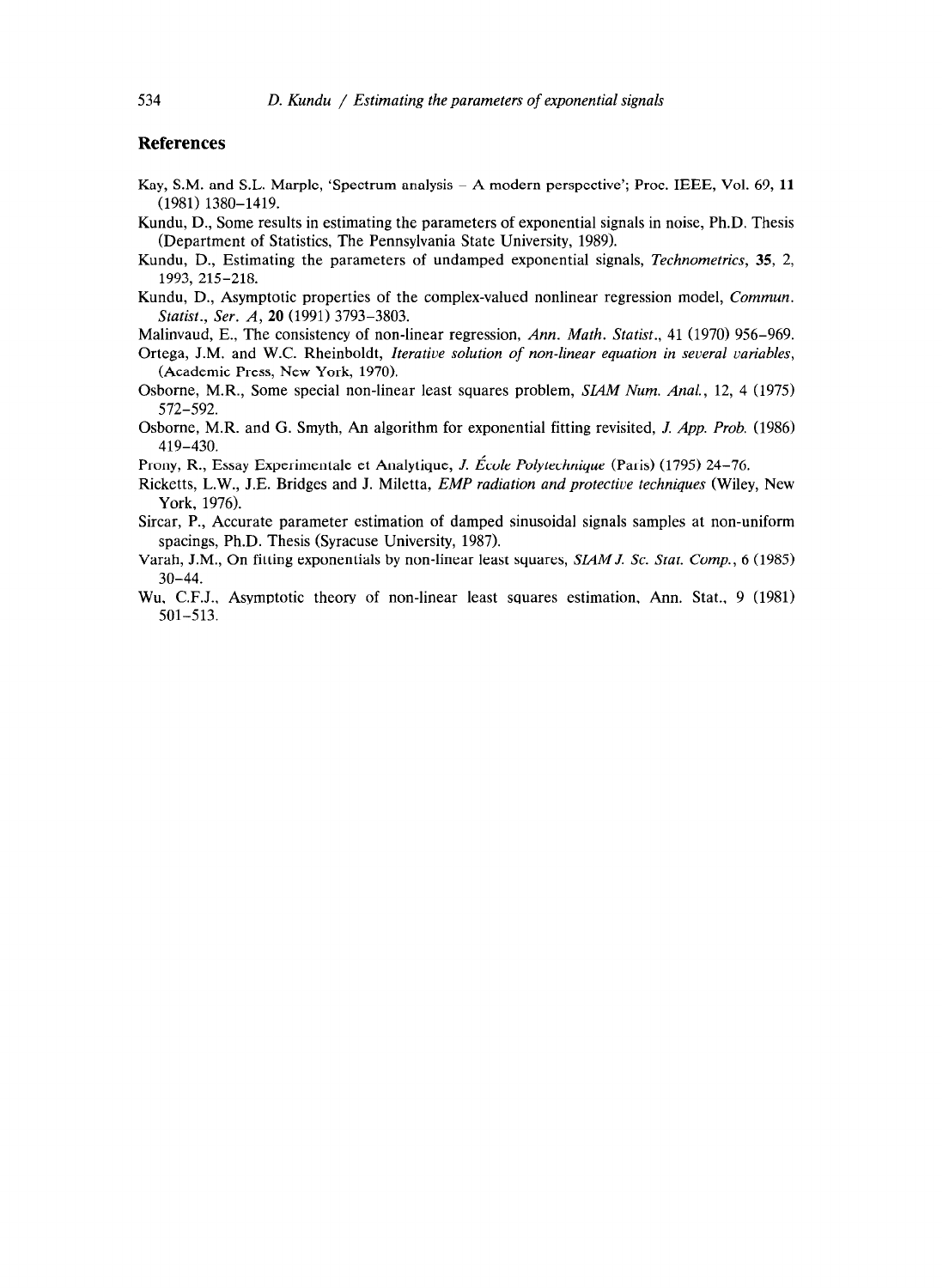## References

Kay, S.M. and S.L. Marple, 'Spectrum analysis – A modern perspective'; Proc. IEEE, Vol. 69, **11** (1981) 1380–1419.

Kundu, D., Some results in estimating the parameters of exponential signals in noise, Ph.D. Thesis (Department of Statistics, The Pennsylvania State University, 1989).

Kundu, D., Estimating the parameters of undamped exponential signals, *Technometrics*, **35**, 2, 1993, 215–218.

Kundu, D., Asymptotic properties of the complex-valued nonlinear regression model, *Commun. Statist., Ser. A*, **20** (1991) 3793–3803.

Malinvaud, E., The consistency of non-linear regression, *Ann. Math. Statist.*, 41 (1970) 956–969.

Ortega, J.M. and W.C. Rheinboldt, *Iterative solution of non-linear equation in several variables*, (Academic Press, New York, 1970).

Osborne, M.R., Some special non-linear least squares problem, *SIAM Num. Anal.*, 12, 4 (1975) 572–592.

Osborne, M.R. and G. Smyth, An algorithm for exponential fitting revisited, *J. App. Prob.* (1986) 419–430.

Prony, R., Essay Experimentale et Analytique, *J. École Polytechnique* (Paris) (1795) 24–76.

Ricketts, L.W., J.E. Bridges and J. Miletta, *EMP radiation and protective techniques* (Wiley, New York, 1976).

Sircar, P., Accurate parameter estimation of damped sinusoidal signals samples at non-uniform spacings, Ph.D. Thesis (Syracuse University, 1987).

Varah, J.M., On fitting exponentials by non-linear least squares, *SIAM J. Sc. Stat. Comp.*, 6 (1985) 30–44.

Wu, C.F.J., Asymptotic theory of non-linear least squares estimation, Ann. Stat., 9 (1981) 501–513.